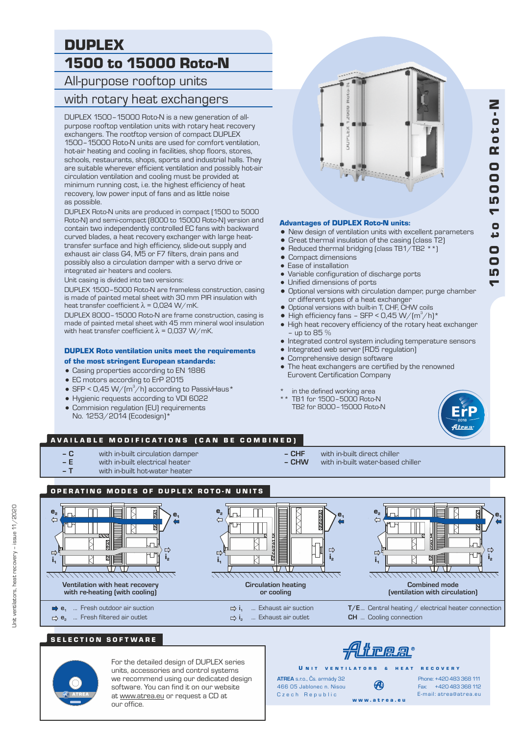# DUPLEX

# 1500 to 15000 Roto-N

## All-purpose rooftop units with rotary heat exchangers

DUPLEX 1500–15000 Roto-N is a new generation of all-purpose rooftop ventilation units with rotary heat recovery exchangers. The rootftop version of compact DUPLEX 1500–15000 Roto-N units are used for comfort ventilation, hot-air heating and cooling in facilities, shop floors, stores, schools, restaurants, shops, sports and industrial halls. They are suitable wherever efficient ventilation and possibly hot-air circulation ventilation and cooling must be provided at minimum running cost, i.e. the highest efficiency of heat recovery, low power input of fans and as little noise as possible.

DUPLEX Roto-N units are produced in compact (1500 to 5000 Roto-N) and semi-compact (8000 to 15000 Roto-N) version and contain two independently controlled EC fans with backward curved blades, a heat recovery exchanger with large heat-transfer surface and high efficiency, slide-out supply and exhaust air class G4, M5 or F7 filters, drain pans and possibly also a circulation damper with a servo drive or integrated air heaters and coolers.

Unit casing is divided into two versions:

DUPLEX 1500–5000 Roto-N are frameless construction, casing is made of painted metal sheet with 30 mm PIR insulation with heat transfer coefficient $\lambda$ = 0,024 W/mK.

DUPLEX 8000–15000 Roto-N are frame construction, casing is made of painted metal sheet with 45 mm mineral wool insulation with heat transfer coefficient $\lambda$ = 0,037 W/mK.

### DUPLEX Roto ventilation units meet the requirements of the most stringent European standards:

- Casing properties according to EN 1886
- EC motors according to ErP 2015
- SFP < 0,45 W/(m$^3$/h) according to PassivHaus*
- Hygienic requests according to VDI 6022
- Commision regulation (EU) requirements No. 1253/2014 (Ecodesign)*

### Advantages of DUPLEX Roto-N units:

- New design of ventilation units with excellent parameters
- Great thermal insulation of the casing (class T2)
- Reduced thermal bridging (class TB1/TB2 **)
- Compact dimensions
- Ease of installation
- Variable configuration of discharge ports
- Unified dimensions of ports
- Optional versions with circulation damper, purge chamber or different types of a heat exchanger
- Optional versions with built-in T, CHF, CHW coils
- High efficiency fans – SFP < 0,45 W/(m$^3$/h)*
- High heat recovery efficiency of the rotary heat exchanger – up to 85 %
- Integrated control system including temperature sensors
- Integrated web server (RD5 regulation)
- Comprehensive design software
- The heat exchangers are certified by the renowned Eurovent Certification Company

\* in the defined working area
\** TB1 for 1500–5000 Roto-N
TB2 for 8000–15000 Roto-N

## AVAILABLE MODIFICATIONS (CAN BE COMBINED)

| | |
|---|---|
| – C | with in-built circulation damper |
| – E | with in-built electrical heater |
| – T | with in-built hot-water heater |
| – CHF | with in-built direct chiller |
| – CHW | with in-built water-based chiller |

## OPERATING MODES OF DUPLEX ROTO-N UNITS

Ventilation with heat recovery with re-heating (with cooling)

Circulation heating or cooling

Combined mode (ventilation with circulation)

$e_1$ ... Fresh outdoor air suction
$e_2$ ... Fresh filtered air outlet
$i_1$ ... Exhaust air suction
$i_2$ ... Exhaust air outlet
T/E... Central heating / electrical heater connection
CH ... Cooling connection

## SELECTION SOFTWARE

For the detailed design of DUPLEX series units, accessories and control systems we recommend using our dedicated design software. You can find it on our website at www.atrea.eu or request a CD at our office.

Atrea®
UNIT VENTILATORS & HEAT RECOVERY

ATREA s.r.o., Čs. armády 32
466 05 Jablonec n. Nisou
Czech Republic

Phone: +420 483 368 111
Fax: +420 483 368 112
E-mail: atrea@atrea.eu

www.atrea.eu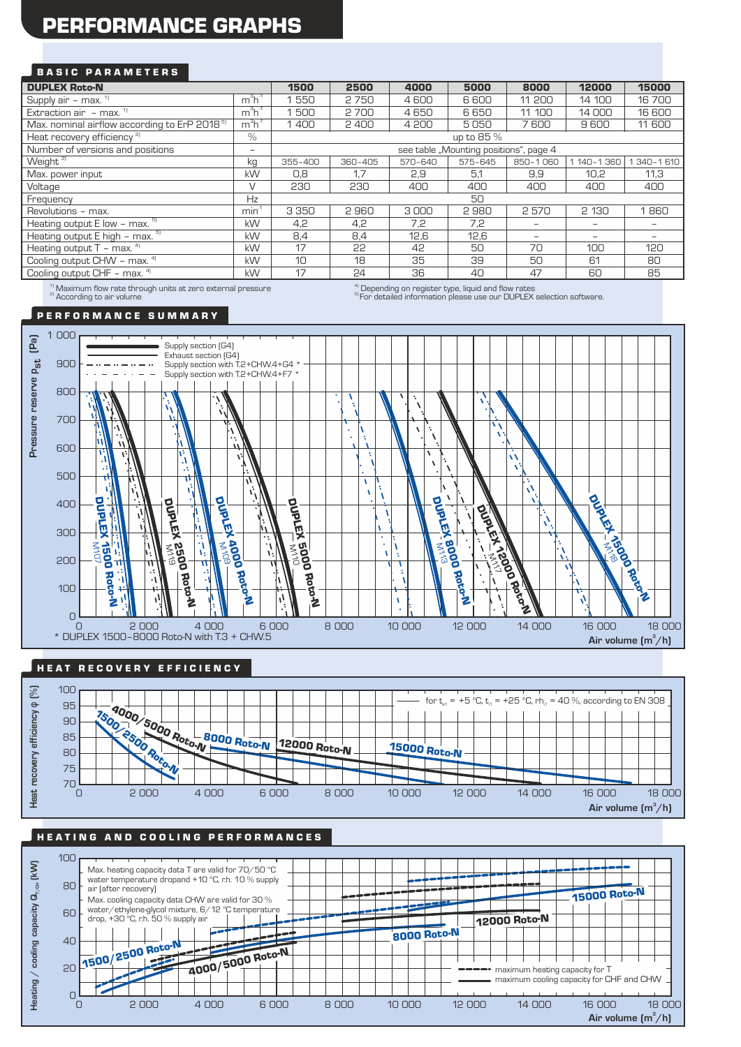# PERFORMANCE GRAPHS

## BASIC PARAMETERS

| DUPLEX Roto-N | | 1500 | 2500 | 4000 | 5000 | 8000 | 12000 | 15000 |
|---|---|---|---|---|---|---|---|---|
| Supply air – max. [1] | $m^3h^{-1}$ | 1 550 | 2 750 | 4 600 | 6 600 | 11 200 | 14 100 | 16 700 |
| Extraction air – max. [1] | $m^3h^{-1}$ | 1 500 | 2 700 | 4 650 | 6 650 | 11 100 | 14 000 | 16 600 |
| Max. nominal airflow according to ErP 2018 [5] | $m^3h^{-1}$ | 1 400 | 2 400 | 4 200 | 5 050 | 7 600 | 9 600 | 11 600 |
| Heat recovery efficiency [2] | % | up to 85 % | | | | | | |
| Number of versions and positions | – | see table „Mounting positions", page 4 | | | | | | |
| Weight [3] | kg | 355–400 | 360–405 | 570–640 | 575–645 | 850–1 060 | 1 140–1 360 | 1 340–1 610 |
| Max. power input | kW | 0,8 | 1,7 | 2,9 | 5,1 | 9,9 | 10,2 | 11,3 |
| Voltage | V | 230 | 230 | 400 | 400 | 400 | 400 | 400 |
| Frequency | Hz | 50 | | | | | | |
| Revolutions – max. | $min^{-1}$ | 3 350 | 2 960 | 3 000 | 2 980 | 2 570 | 2 130 | 1 860 |
| Heating output E low – max. [5] | kW | 4,2 | 4,2 | 7,2 | 7,2 | – | – | – |
| Heating output E high – max. [5] | kW | 8,4 | 8,4 | 12,6 | 12,6 | – | – | – |
| Heating output T – max. [4] | kW | 17 | 22 | 42 | 50 | 70 | 100 | 120 |
| Cooling output CHW – max. [4] | kW | 10 | 18 | 35 | 39 | 50 | 61 | 80 |
| Cooling output CHF – max. [4] | kW | 17 | 24 | 36 | 40 | 47 | 60 | 85 |

[1] Maximum flow rate through units at zero external pressure
[2] According to air volume
[4] Depending on register type, liquid and flow rates
[5] For detailed information please use our DUPLEX selection software.

## PERFORMANCE SUMMARY

Pressure reserve $p_{st}$ (Pa)

- Supply section (G4)
- Exhaust section (G4)
- Supply section with T.2+CHW.4+G4 *
- Supply section with T.2+CHW.4+F7 *

DUPLEX 1500 Roto-N M107; DUPLEX 2500 Roto-N M119; DUPLEX 4000 Roto-N M109; DUPLEX 5000 Roto-N M110; DUPLEX 8000 Roto-N M113; DUPLEX 12000 Roto-N M117; DUPLEX 15000 Roto-N M118

Air volume ($m^3$/h)

\* DUPLEX 1500–8000 Roto-N with T.3 + CHW.5

## HEAT RECOVERY EFFICIENCY

Heat recovery efficiency φ (%)

for $t_{e1}$ = +5 °C, $t_{i1}$ = +25 °C, $rh_{i1}$ = 40 %, according to EN 308

1500/2500 Roto-N; 4000/5000 Roto-N; 8000 Roto-N; 12000 Roto-N; 15000 Roto-N

Air volume ($m^3$/h)

## HEATING AND COOLING PERFORMANCES

Heating / cooling capacity $Q_{T/CH}$ (kW)

Max. heating capacity data T are valid for 70/50 °C water temperature dropand +10 °C, r.h. 10 % supply air (after recovery)

Max. cooling capacity data CHW are valid for 30 % water/ethylene-glycol mixture, 6/12 °C temperature drop, +30 °C, r.h. 50 % supply air

- maximum heating capacity for T
- maximum cooling capacity for CHF and CHW

1500/2500 Roto-N; 4000/5000 Roto-N; 8000 Roto-N; 12000 Roto-N; 15000 Roto-N

Air volume ($m^3$/h)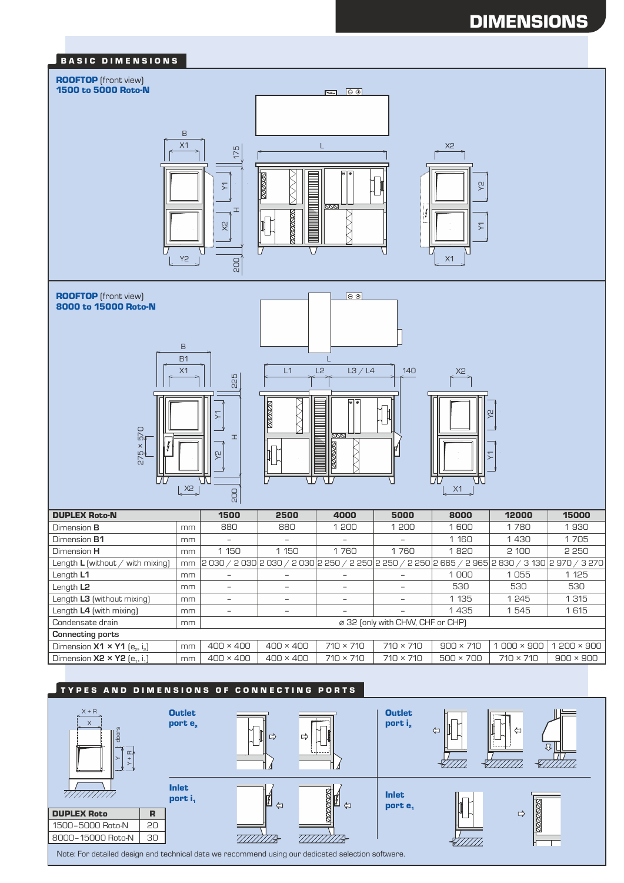# DIMENSIONS

## BASIC DIMENSIONS

**ROOFTOP** (front view)
**1500 to 5000 Roto-N**

**ROOFTOP** (front view)
**8000 to 15000 Roto-N**

| DUPLEX Roto-N | | 1500 | 2500 | 4000 | 5000 | 8000 | 12000 | 15000 |
|---|---|---|---|---|---|---|---|---|
| Dimension **B** | mm | 880 | 880 | 1 200 | 1 200 | 1 600 | 1 780 | 1 930 |
| Dimension **B1** | mm | – | – | – | – | 1 160 | 1 430 | 1 705 |
| Dimension **H** | mm | 1 150 | 1 150 | 1 760 | 1 760 | 1 820 | 2 100 | 2 250 |
| Length **L** (without / with mixing) | mm | 2 030 / 2 030 | 2 030 / 2 030 | 2 250 / 2 250 | 2 250 / 2 250 | 2 665 / 2 965 | 2 830 / 3 130 | 2 970 / 3 270 |
| Length **L1** | mm | – | – | – | – | 1 000 | 1 055 | 1 125 |
| Length **L2** | mm | – | – | – | – | 530 | 530 | 530 |
| Length **L3** (without mixing) | mm | – | – | – | – | 1 135 | 1 245 | 1 315 |
| Length **L4** (with mixing) | mm | – | – | – | – | 1 435 | 1 545 | 1 615 |
| Condensate drain | mm | ⌀ 32 (only with CHW, CHF or CHP) | | | | | | |
| **Connecting ports** | | | | | | | | |
| Dimension **X1 × Y1** ($e_2$, $i_2$) | mm | 400 × 400 | 400 × 400 | 710 × 710 | 710 × 710 | 900 × 710 | 1 000 × 900 | 1 200 × 900 |
| Dimension **X2 × Y2** ($e_1$, $i_1$) | mm | 400 × 400 | 400 × 400 | 710 × 710 | 710 × 710 | 500 × 700 | 710 × 710 | 900 × 900 |

## TYPES AND DIMENSIONS OF CONNECTING PORTS

**Outlet port $e_2$**

**Inlet port $i_1$**

**Outlet port $i_2$**

**Inlet port $e_1$**

| DUPLEX Roto | R |
|---|---|
| 1500–5000 Roto-N | 20 |
| 8000–15000 Roto-N | 30 |

Note: For detailed design and technical data we recommend using our dedicated selection software.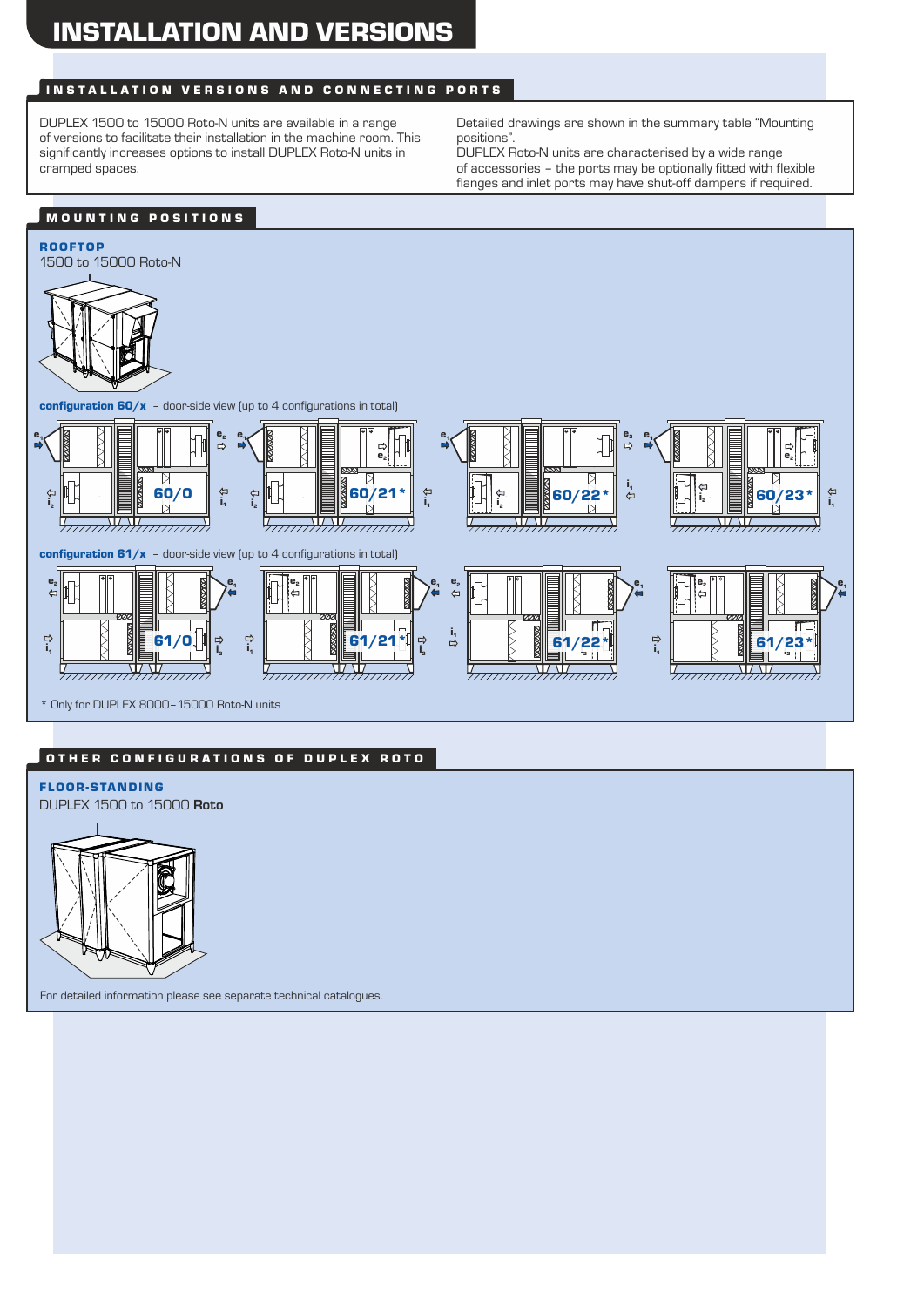# INSTALLATION AND VERSIONS

## INSTALLATION VERSIONS AND CONNECTING PORTS

DUPLEX 1500 to 15000 Roto-N units are available in a range of versions to facilitate their installation in the machine room. This significantly increases options to install DUPLEX Roto-N units in cramped spaces.

Detailed drawings are shown in the summary table "Mounting positions".
DUPLEX Roto-N units are characterised by a wide range of accessories – the ports may be optionally fitted with flexible flanges and inlet ports may have shut-off dampers if required.

## MOUNTING POSITIONS

### ROOFTOP

1500 to 15000 Roto-N

**configuration 60/x** – door-side view (up to 4 configurations in total)

60/0, 60/21*, 60/22*, 60/23*

**configuration 61/x** – door-side view (up to 4 configurations in total)

61/0, 61/21*, 61/22*, 61/23*

\* Only for DUPLEX 8000–15000 Roto-N units

## OTHER CONFIGURATIONS OF DUPLEX ROTO

### FLOOR-STANDING

DUPLEX 1500 to 15000 **Roto**

For detailed information please see separate technical catalogues.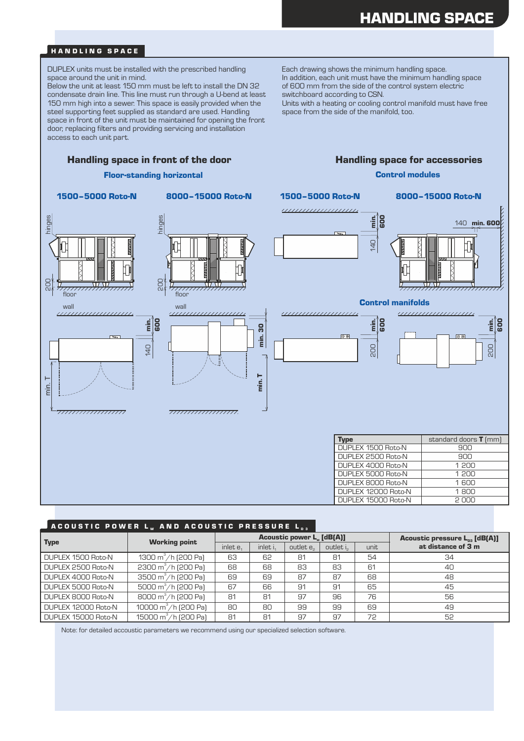# HANDLING SPACE

## HANDLING SPACE

DUPLEX units must be installed with the prescribed handling space around the unit in mind.
Below the unit at least 150 mm must be left to install the DN 32 condensate drain line. This line must run through a U-bend at least 150 mm high into a sewer. This space is easily provided when the steel supporting feet supplied as standard are used. Handling space in front of the unit must be maintained for opening the front door, replacing filters and providing servicing and installation access to each unit part.

Each drawing shows the minimum handling space.
In addition, each unit must have the minimum handling space of 600 mm from the side of the control system electric switchboard according to CSN.
Units with a heating or cooling control manifold must have free space from the side of the manifold, too.

### Handling space in front of the door

**Floor-standing horizontal**

**1500–5000 Roto-N** | **8000–15000 Roto-N**

hinges, 200, floor, wall, min. 600, 140, min. T, min. 30

### Handling space for accessories

**Control modules**

**1500–5000 Roto-N** | **8000–15000 Roto-N**

min. 600, 140, min. 600

**Control manifolds**

min. 600, 200

| Type | standard doors **T** [mm] |
|---|---|
| DUPLEX 1500 Roto-N | 900 |
| DUPLEX 2500 Roto-N | 900 |
| DUPLEX 4000 Roto-N | 1 200 |
| DUPLEX 5000 Roto-N | 1 200 |
| DUPLEX 8000 Roto-N | 1 600 |
| DUPLEX 12000 Roto-N | 1 800 |
| DUPLEX 15000 Roto-N | 2 000 |

## ACOUSTIC POWER $L_w$ AND ACOUSTIC PRESSURE $L_{p3}$

| Type | Working point | Acoustic power $L_w$ [dB(A)] | | | | | Acoustic pressure $L_{p3}$ [dB(A)] at distance of 3 m |
|---|---|---|---|---|---|---|---|
| | | inlet $e_1$ | inlet $i_1$ | outlet $e_2$ | outlet $i_2$ | unit | |
| DUPLEX 1500 Roto-N | 1300 $m^3$/h (200 Pa) | 63 | 62 | 81 | 81 | 54 | 34 |
| DUPLEX 2500 Roto-N | 2300 $m^3$/h (200 Pa) | 68 | 68 | 83 | 83 | 61 | 40 |
| DUPLEX 4000 Roto-N | 3500 $m^3$/h (200 Pa) | 69 | 69 | 87 | 87 | 68 | 48 |
| DUPLEX 5000 Roto-N | 5000 $m^3$/h (200 Pa) | 67 | 66 | 91 | 91 | 65 | 45 |
| DUPLEX 8000 Roto-N | 8000 $m^3$/h (200 Pa) | 81 | 81 | 97 | 96 | 76 | 56 |
| DUPLEX 12000 Roto-N | 10000 $m^3$/h (200 Pa) | 80 | 80 | 99 | 99 | 69 | 49 |
| DUPLEX 15000 Roto-N | 15000 $m^3$/h (200 Pa) | 81 | 81 | 97 | 97 | 72 | 52 |

Note: for detailed accoustic parameters we recommend using our specialized selection software.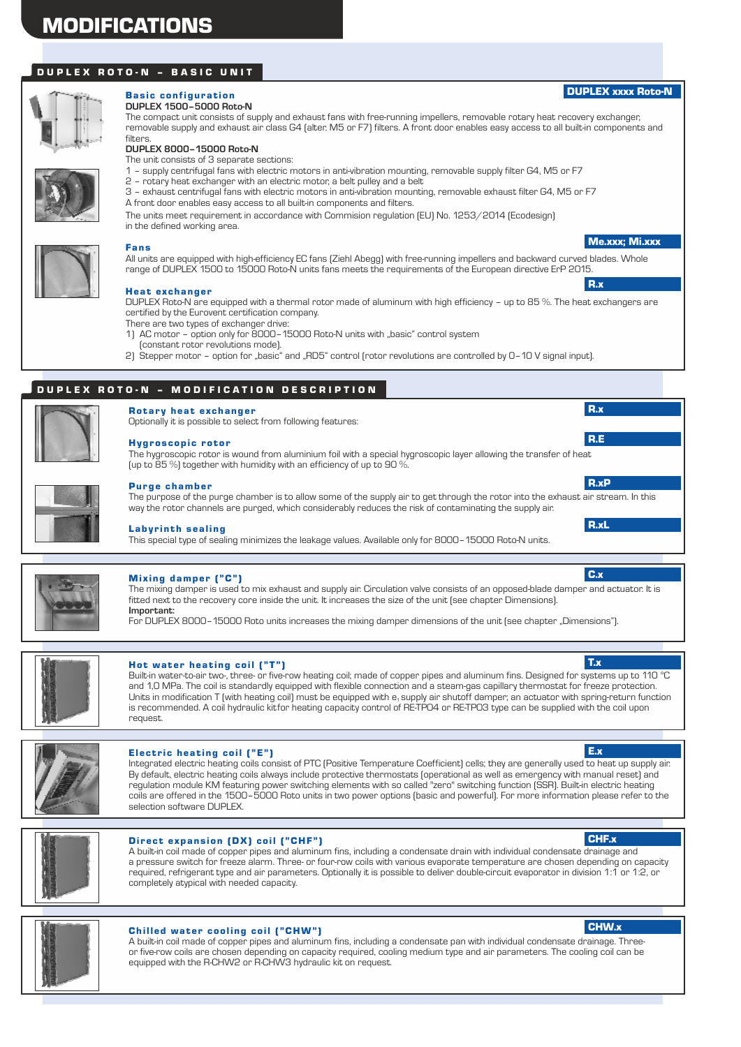# MODIFICATIONS

## DUPLEX ROTO-N – BASIC UNIT

### Basic configuration

**DUPLEX xxxx Roto-N**

**DUPLEX 1500–5000 Roto-N**

The compact unit consists of supply and exhaust fans with free-running impellers, removable rotary heat recovery exchanger, removable supply and exhaust air class G4 (alter. M5 or F7) filters. A front door enables easy access to all built-in components and filters.

**DUPLEX 8000–15000 Roto-N**

The unit consists of 3 separate sections:

1 – supply centrifugal fans with electric motors in anti-vibration mounting, removable supply filter G4, M5 or F7
2 – rotary heat exchanger with an electric motor, a belt pulley and a belt
3 – exhaust centrifugal fans with electric motors in anti-vibration mounting, removable exhaust filter G4, M5 or F7

A front door enables easy access to all built-in components and filters.

The units meet requirement in accordance with Commision regulation (EU) No. 1253/2014 (Ecodesign) in the defined working area.

### Fans

**Me.xxx; Mi.xxx**

All units are equipped with high-efficiency EC fans (Ziehl Abegg) with free-running impellers and backward curved blades. Whole range of DUPLEX 1500 to 15000 Roto-N units fans meets the requirements of the European directive ErP 2015.

### Heat exchanger

**R.x**

DUPLEX Roto-N are equipped with a thermal rotor made of aluminum with high efficiency – up to 85 %. The heat exchangers are certified by the Eurovent certification company.

There are two types of exchanger drive:

1) AC motor – option only for 8000–15000 Roto-N units with „basic" control system (constant rotor revolutions mode).
2) Stepper motor – option for „basic" and „RD5" control (rotor revolutions are controlled by 0–10 V signal input).

## DUPLEX ROTO-N – MODIFICATION DESCRIPTION

### Rotary heat exchanger

**R.x**

Optionally it is possible to select from following features:

### Hygroscopic rotor

**R.E**

The hygroscopic rotor is wound from aluminium foil with a special hygroscopic layer allowing the transfer of heat (up to 85 %) together with humidity with an efficiency of up to 90 %.

### Purge chamber

**R.xP**

The purpose of the purge chamber is to allow some of the supply air to get through the rotor into the exhaust air stream. In this way the rotor channels are purged, which considerably reduces the risk of contaminating the supply air.

### Labyrinth sealing

**R.xL**

This special type of sealing minimizes the leakage values. Available only for 8000–15000 Roto-N units.

### Mixing damper ("C")

**C.x**

The mixing damper is used to mix exhaust and supply air. Circulation valve consists of an opposed-blade damper and actuator. It is fitted next to the recovery core inside the unit. It increases the size of the unit (see chapter Dimensions).

**Important:**

For DUPLEX 8000–15000 Roto units increases the mixing damper dimensions of the unit (see chapter „Dimensions").

### Hot water heating coil ("T")

**T.x**

Built-in water-to-air two-, three- or five-row heating coil; made of copper pipes and aluminum fins. Designed for systems up to 110 °C and 1,0 MPa. The coil is standardly equipped with flexible connection and a steam-gas capillary thermostat for freeze protection. Units in modification T (with heating coil) must be equipped with $e_1$ supply air shutoff damper; an actuator with spring-return function is recommended. A coil hydraulic kitfor heating capacity control of RE-TPO4 or RE-TPO3 type can be supplied with the coil upon request.

### Electric heating coil ("E")

**E.x**

Integrated electric heating coils consist of PTC (Positive Temperature Coefficient) cells; they are generally used to heat up supply air. By default, electric heating coils always include protective thermostats (operational as well as emergency with manual reset) and regulation module KM featuring power switching elements with so called "zero" switching function (SSR). Built-in electric heating coils are offered in the 1500–5000 Roto units in two power options (basic and powerful). For more information please refer to the selection software DUPLEX.

### Direct expansion (DX) coil ("CHF")

**CHF.x**

A built-in coil made of copper pipes and aluminum fins, including a condensate drain with individual condensate drainage and a pressure switch for freeze alarm. Three- or four-row coils with various evaporate temperature are chosen depending on capacity required, refrigerant type and air parameters. Optionally it is possible to deliver double-circuit evaporator in division 1:1 or 1:2, or completely atypical with needed capacity.

### Chilled water cooling coil ("CHW")

**CHW.x**

A built-in coil made of copper pipes and aluminum fins, including a condensate pan with individual condensate drainage. Three- or five-row coils are chosen depending on capacity required, cooling medium type and air parameters. The cooling coil can be equipped with the R-CHW2 or R-CHW3 hydraulic kit on request.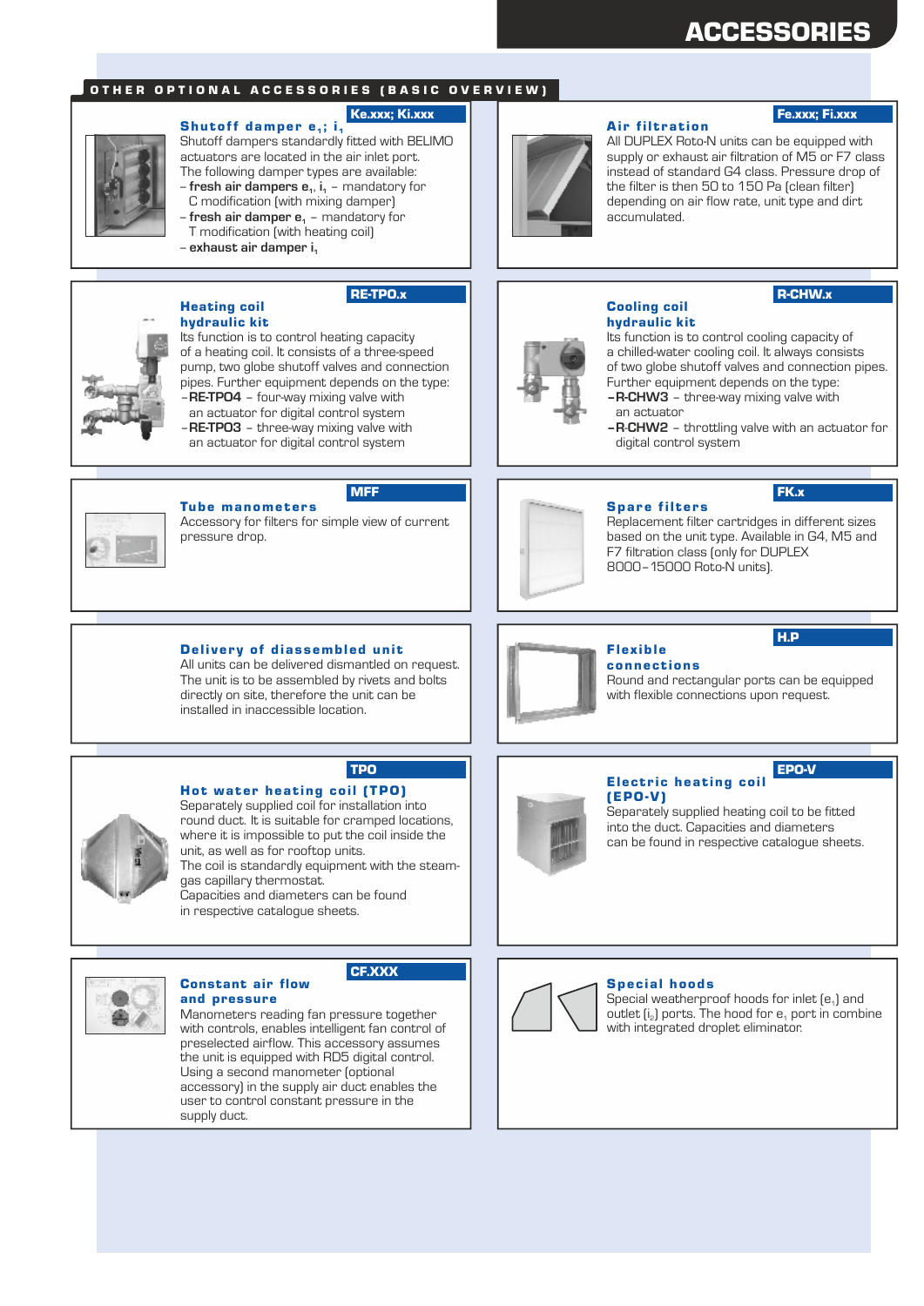# ACCESSORIES

## OTHER OPTIONAL ACCESSORIES (BASIC OVERVIEW)

### Shutoff damper $e_1$; $i_1$

Ke.xxx; Ki.xxx

Shutoff dampers standardly fitted with BELIMO actuators are located in the air inlet port. The following damper types are available:

- **fresh air dampers $e_1$, $i_1$** – mandatory for C modification (with mixing damper)
- **fresh air damper $e_1$** – mandatory for T modification (with heating coil)
- **exhaust air damper $i_1$**

### Air filtration

Fe.xxx; Fi.xxx

All DUPLEX Roto-N units can be equipped with supply or exhaust air filtration of M5 or F7 class instead of standard G4 class. Pressure drop of the filter is then 50 to 150 Pa (clean filter) depending on air flow rate, unit type and dirt accumulated.

### Heating coil hydraulic kit

RE-TPO.x

Its function is to control heating capacity of a heating coil. It consists of a three-speed pump, two globe shutoff valves and connection pipes. Further equipment depends on the type:

- **RE-TPO4** – four-way mixing valve with an actuator for digital control system
- **RE-TPO3** – three-way mixing valve with an actuator for digital control system

### Cooling coil hydraulic kit

R-CHW.x

Its function is to control cooling capacity of a chilled-water cooling coil. It always consists of two globe shutoff valves and connection pipes. Further equipment depends on the type:

- **R-CHW3** – three-way mixing valve with an actuator
- **R-CHW2** – throttling valve with an actuator for digital control system

### Tube manometers

MFF

Accessory for filters for simple view of current pressure drop.

### Spare filters

FK.x

Replacement filter cartridges in different sizes based on the unit type. Available in G4, M5 and F7 filtration class (only for DUPLEX 8000–15000 Roto-N units).

### Delivery of diassembled unit

All units can be delivered dismantled on request. The unit is to be assembled by rivets and bolts directly on site, therefore the unit can be installed in inaccessible location.

### Flexible connections

H.P

Round and rectangular ports can be equipped with flexible connections upon request.

### Hot water heating coil (TPO)

TPO

Separately supplied coil for installation into round duct. It is suitable for cramped locations, where it is impossible to put the coil inside the unit, as well as for rooftop units.
The coil is standardly equipment with the steam-gas capillary thermostat.
Capacities and diameters can be found in respective catalogue sheets.

### Electric heating coil (EPO-V)

EPO-V

Separately supplied heating coil to be fitted into the duct. Capacities and diameters can be found in respective catalogue sheets.

### Constant air flow and pressure

CF.XXX

Manometers reading fan pressure together with controls, enables intelligent fan control of preselected airflow. This accessory assumes the unit is equipped with RD5 digital control. Using a second manometer (optional accessory) in the supply air duct enables the user to control constant pressure in the supply duct.

### Special hoods

Special weatherproof hoods for inlet ($e_1$) and outlet ($i_2$) ports. The hood for $e_1$ port in combine with integrated droplet eliminator.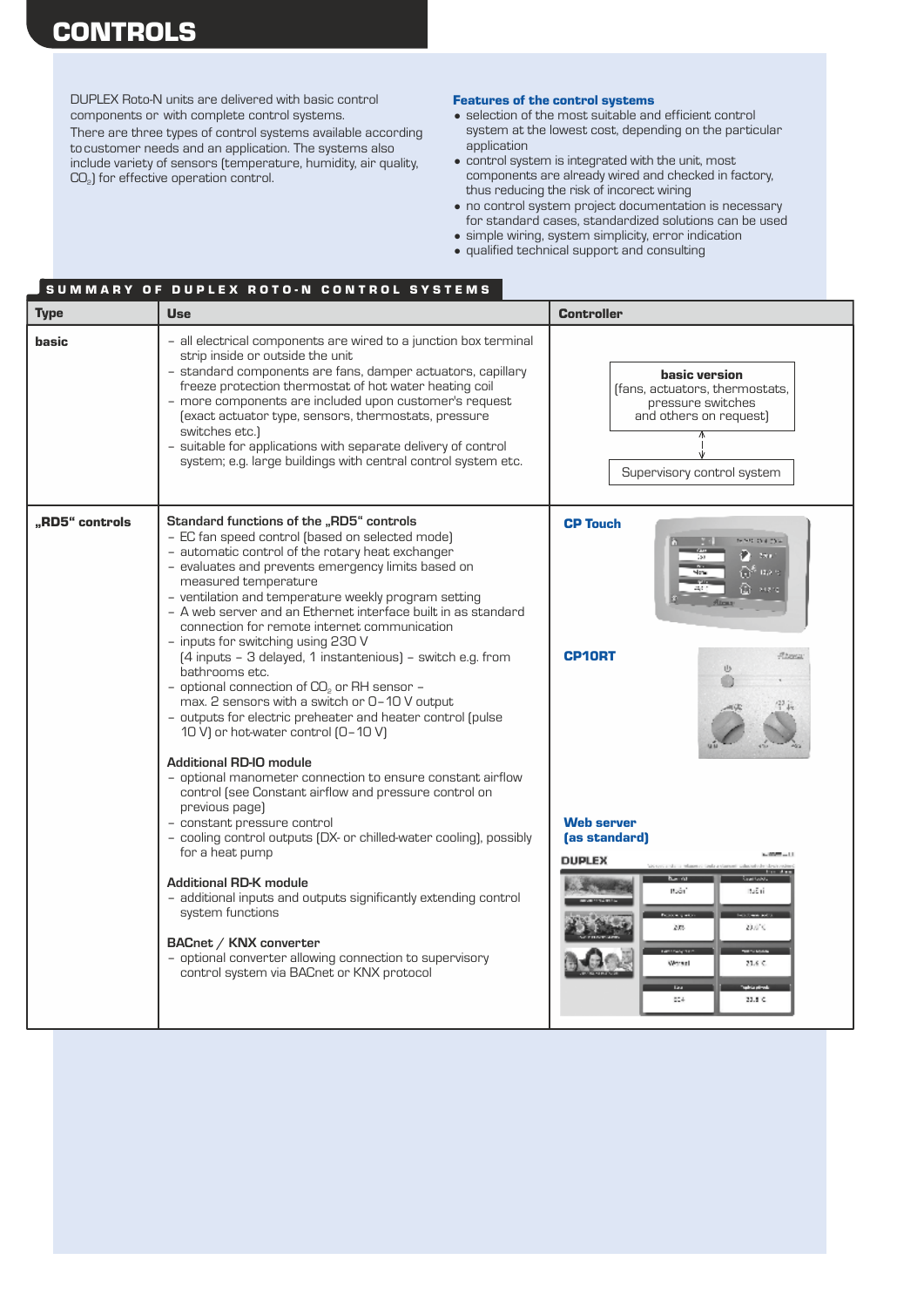# CONTROLS

DUPLEX Roto-N units are delivered with basic control components or with complete control systems.
There are three types of control systems available according to customer needs and an application. The systems also include variety of sensors (temperature, humidity, air quality, $CO_2$) for effective operation control.

**Features of the control systems**

- selection of the most suitable and efficient control system at the lowest cost, depending on the particular application
- control system is integrated with the unit, most components are already wired and checked in factory, thus reducing the risk of incorect wiring
- no control system project documentation is necessary for standard cases, standardized solutions can be used
- simple wiring, system simplicity, error indication
- qualified technical support and consulting

## SUMMARY OF DUPLEX ROTO-N CONTROL SYSTEMS

| Type | Use | Controller |
|---|---|---|
| **basic** | – all electrical components are wired to a junction box terminal strip inside or outside the unit<br>– standard components are fans, damper actuators, capillary freeze protection thermostat of hot water heating coil<br>– more components are included upon customer's request (exact actuator type, sensors, thermostats, pressure switches etc.)<br>– suitable for applications with separate delivery of control system; e.g. large buildings with central control system etc. | **basic version** (fans, actuators, thermostats, pressure switches and others on request)<br>↕<br>Supervisory control system |
| **„RD5" controls** | **Standard functions of the „RD5" controls**<br>– EC fan speed control (based on selected mode)<br>– automatic control of the rotary heat exchanger<br>– evaluates and prevents emergency limits based on measured temperature<br>– ventilation and temperature weekly program setting<br>– A web server and an Ethernet interface built in as standard connection for remote internet communication<br>– inputs for switching using 230 V (4 inputs – 3 delayed, 1 instantenious) – switch e.g. from bathrooms etc.<br>– optional connection of $CO_2$ or RH sensor – max. 2 sensors with a switch or 0–10 V output<br>– outputs for electric preheater and heater control (pulse 10 V) or hot-water control (0–10 V)<br><br>**Additional RD-IO module**<br>– optional manometer connection to ensure constant airflow control (see Constant airflow and pressure control on previous page)<br>– constant pressure control<br>– cooling control outputs (DX- or chilled-water cooling), possibly for a heat pump<br><br>**Additional RD-K module**<br>– additional inputs and outputs significantly extending control system functions<br><br>**BACnet / KNX converter**<br>– optional converter allowing connection to supervisory control system via BACnet or KNX protocol | **CP Touch**<br><br>**CP10RT**<br><br>**Web server (as standard)** |